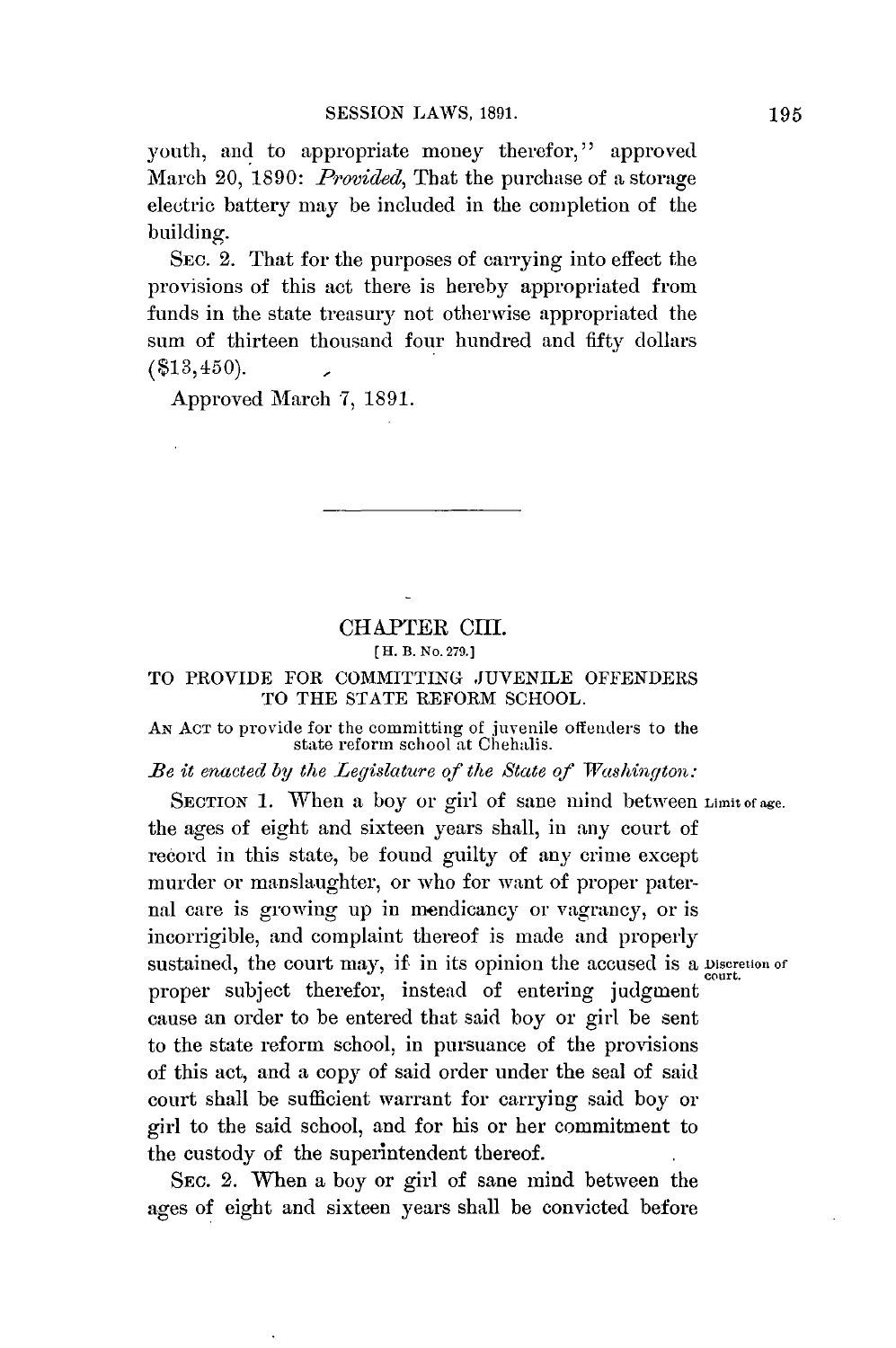youth, and to appropriate money therefor," approved March 20, 1890: *Provided*, That the purchase of a storage electric battery may be included in the completion of the building.

SEC. 2. That for the purposes of carrying into effect the provisions of this act there is hereby appropriated from funds in the state treasury not otherwise appropriated the sum of thirteen thousand four hundred and fifty dollars ($13,450).

Approved March 7, 1891.

---

## CHAPTER CIII.

[H. B. No. 279.]

### TO PROVIDE FOR COMMITTING JUVENILE OFFENDERS TO THE STATE REFORM SCHOOL.

AN ACT to provide for the committing of juvenile offenders to the state reform school at Chehalis.

*Be it enacted by the Legislature of the State of Washington:*

SECTION 1. When a boy or girl of sane mind between the ages of eight and sixteen years shall, in any court of record in this state, be found guilty of any crime except murder or manslaughter, or who for want of proper paternal care is growing up in mendicancy or vagrancy, or is incorrigible, and complaint thereof is made and properly sustained, the court may, if in its opinion the accused is a proper subject therefor, instead of entering judgment cause an order to be entered that said boy or girl be sent to the state reform school, in pursuance of the provisions of this act, and a copy of said order under the seal of said court shall be sufficient warrant for carrying said boy or girl to the said school, and for his or her commitment to the custody of the superintendent thereof.

Limit of age.

Discretion of court.

SEC. 2. When a boy or girl of sane mind between the ages of eight and sixteen years shall be convicted before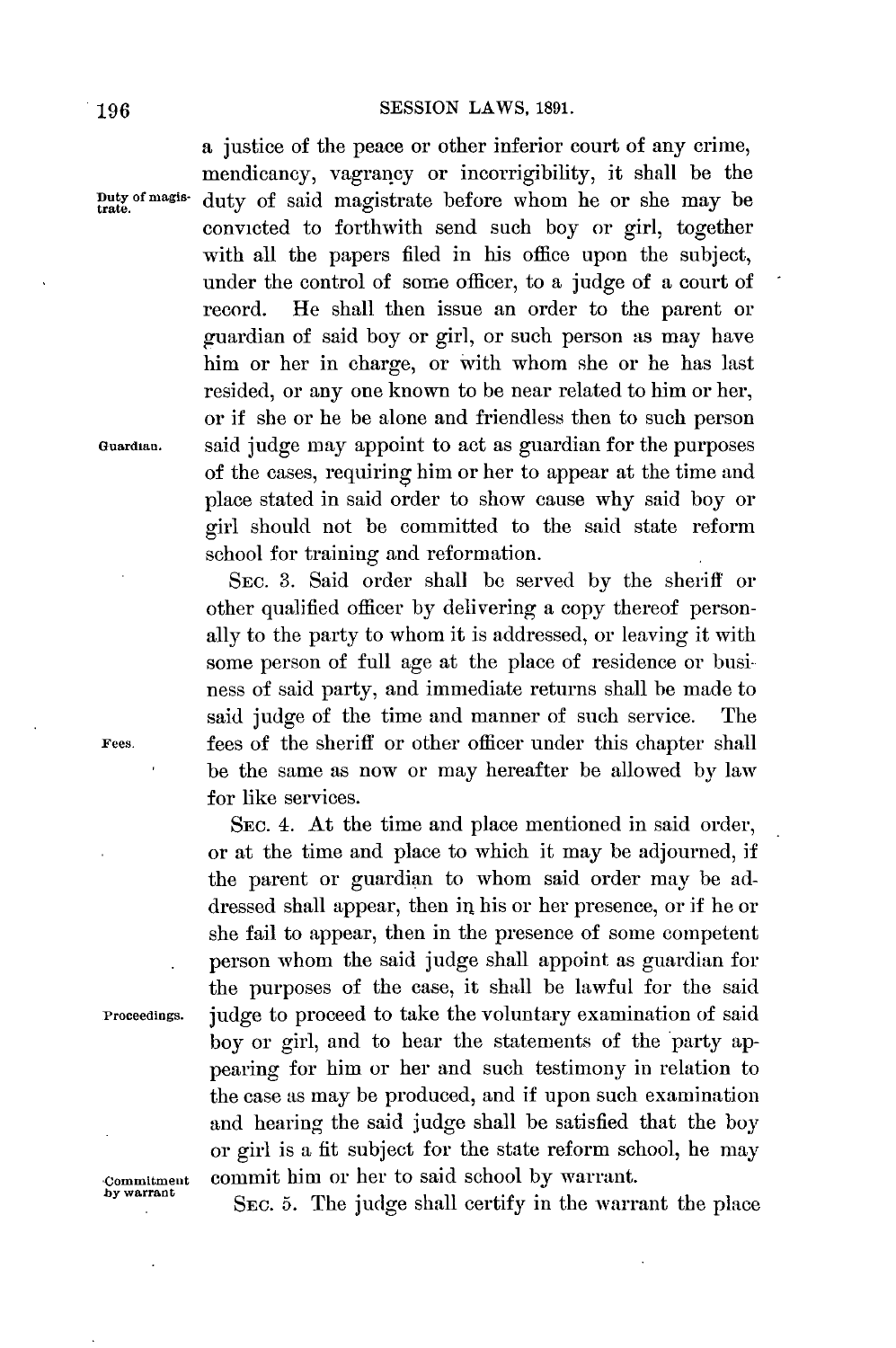a justice of the peace or other inferior court of any crime, mendicancy, vagrancy or incorrigibility, it shall be the duty of said magistrate before whom he or she may be convicted to forthwith send such boy or girl, together with all the papers filed in his office upon the subject, under the control of some officer, to a judge of a court of record. He shall then issue an order to the parent or guardian of said boy or girl, or such person as may have him or her in charge, or with whom she or he has last resided, or any one known to be near related to him or her, or if she or he be alone and friendless then to such person said judge may appoint to act as guardian for the purposes of the cases, requiring him or her to appear at the time and place stated in said order to show cause why said boy or girl should not be committed to the said state reform school for training and reformation.

*Duty of magistrate.*

*Guardian.*

SEC. 3. Said order shall be served by the sheriff or other qualified officer by delivering a copy thereof personally to the party to whom it is addressed, or leaving it with some person of full age at the place of residence or business of said party, and immediate returns shall be made to said judge of the time and manner of such service. The fees of the sheriff or other officer under this chapter shall be the same as now or may hereafter be allowed by law for like services.

*Fees.*

SEC. 4. At the time and place mentioned in said order, or at the time and place to which it may be adjourned, if the parent or guardian to whom said order may be addressed shall appear, then in his or her presence, or if he or she fail to appear, then in the presence of some competent person whom the said judge shall appoint as guardian for the purposes of the case, it shall be lawful for the said judge to proceed to take the voluntary examination of said boy or girl, and to hear the statements of the party appearing for him or her and such testimony in relation to the case as may be produced, and if upon such examination and hearing the said judge shall be satisfied that the boy or girl is a fit subject for the state reform school, he may commit him or her to said school by warrant.

*Proceedings.*

*Commitment by warrant*

SEC. 5. The judge shall certify in the warrant the place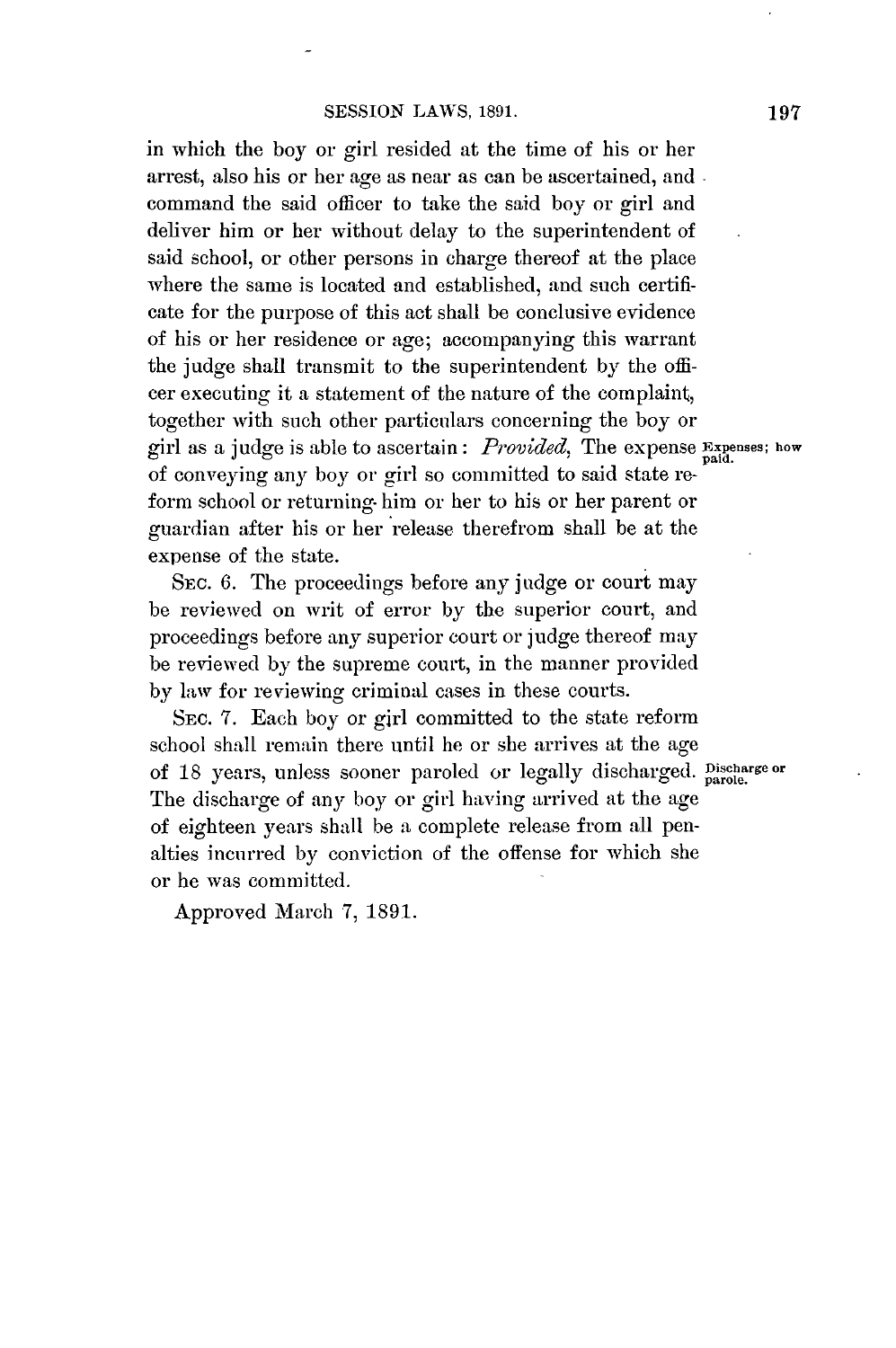in which the boy or girl resided at the time of his or her arrest, also his or her age as near as can be ascertained, and command the said officer to take the said boy or girl and deliver him or her without delay to the superintendent of said school, or other persons in charge thereof at the place where the same is located and established, and such certificate for the purpose of this act shall be conclusive evidence of his or her residence or age; accompanying this warrant the judge shall transmit to the superintendent by the officer executing it a statement of the nature of the complaint, together with such other particulars concerning the boy or girl as a judge is able to ascertain: *Provided*, The expense of conveying any boy or girl so committed to said state reform school or returning him or her to his or her parent or guardian after his or her release therefrom shall be at the expense of the state.

Expenses; how paid.

SEC. 6. The proceedings before any judge or court may be reviewed on writ of error by the superior court, and proceedings before any superior court or judge thereof may be reviewed by the supreme court, in the manner provided by law for reviewing criminal cases in these courts.

SEC. 7. Each boy or girl committed to the state reform school shall remain there until he or she arrives at the age of 18 years, unless sooner paroled or legally discharged. The discharge of any boy or girl having arrived at the age of eighteen years shall be a complete release from all penalties incurred by conviction of the offense for which she or he was committed.

Discharge or parole.

Approved March 7, 1891.